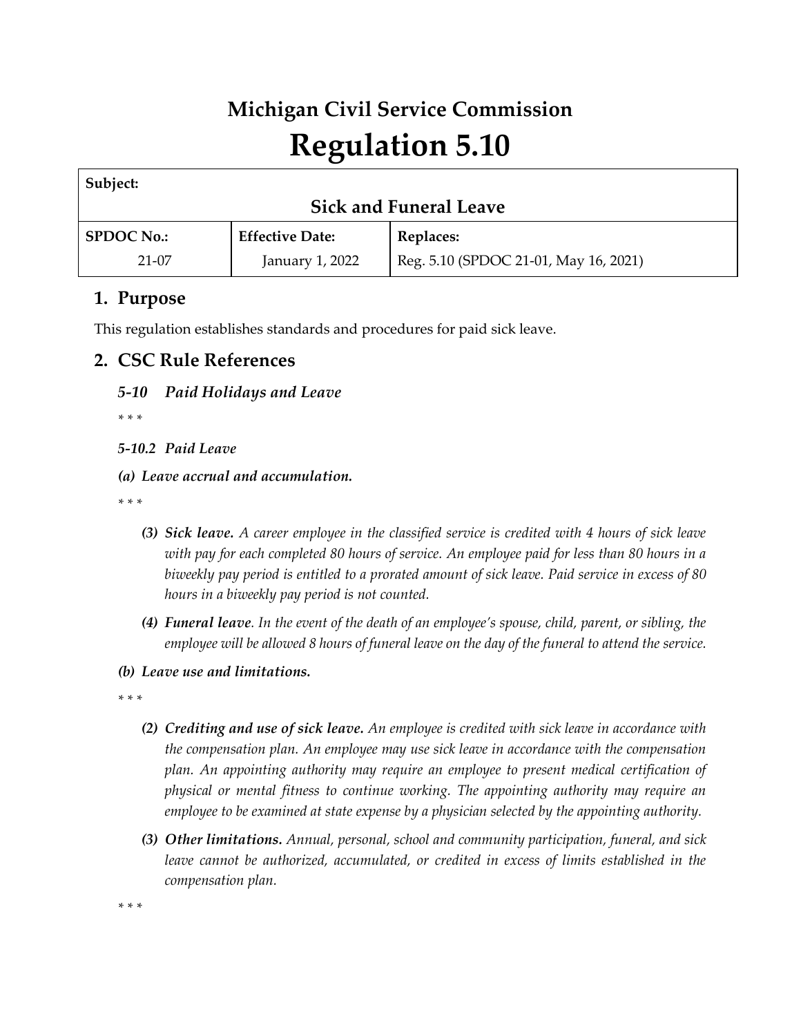# Michigan Civil Service Commission

# Regulation 5.10

| Subject: | | |
|---|---|---|
| **Sick and Funeral Leave** | | |
| **SPDOC No.:** | **Effective Date:** | **Replaces:** |
| 21-07 | January 1, 2022 | Reg. 5.10 (SPDOC 21-01, May 16, 2021) |

## 1. Purpose

This regulation establishes standards and procedures for paid sick leave.

## 2. CSC Rule References

### *5-10 Paid Holidays and Leave*

*\* \* \**

#### *5-10.2 Paid Leave*

***(a) Leave accrual and accumulation.***

*\* \* \**

- ***(3) Sick leave.*** *A career employee in the classified service is credited with 4 hours of sick leave with pay for each completed 80 hours of service. An employee paid for less than 80 hours in a biweekly pay period is entitled to a prorated amount of sick leave. Paid service in excess of 80 hours in a biweekly pay period is not counted.*

- ***(4) Funeral leave****. In the event of the death of an employee's spouse, child, parent, or sibling, the employee will be allowed 8 hours of funeral leave on the day of the funeral to attend the service.*

***(b) Leave use and limitations.***

*\* \* \**

- ***(2) Crediting and use of sick leave.*** *An employee is credited with sick leave in accordance with the compensation plan. An employee may use sick leave in accordance with the compensation plan. An appointing authority may require an employee to present medical certification of physical or mental fitness to continue working. The appointing authority may require an employee to be examined at state expense by a physician selected by the appointing authority.*

- ***(3) Other limitations.*** *Annual, personal, school and community participation, funeral, and sick leave cannot be authorized, accumulated, or credited in excess of limits established in the compensation plan.*

*\* \* \**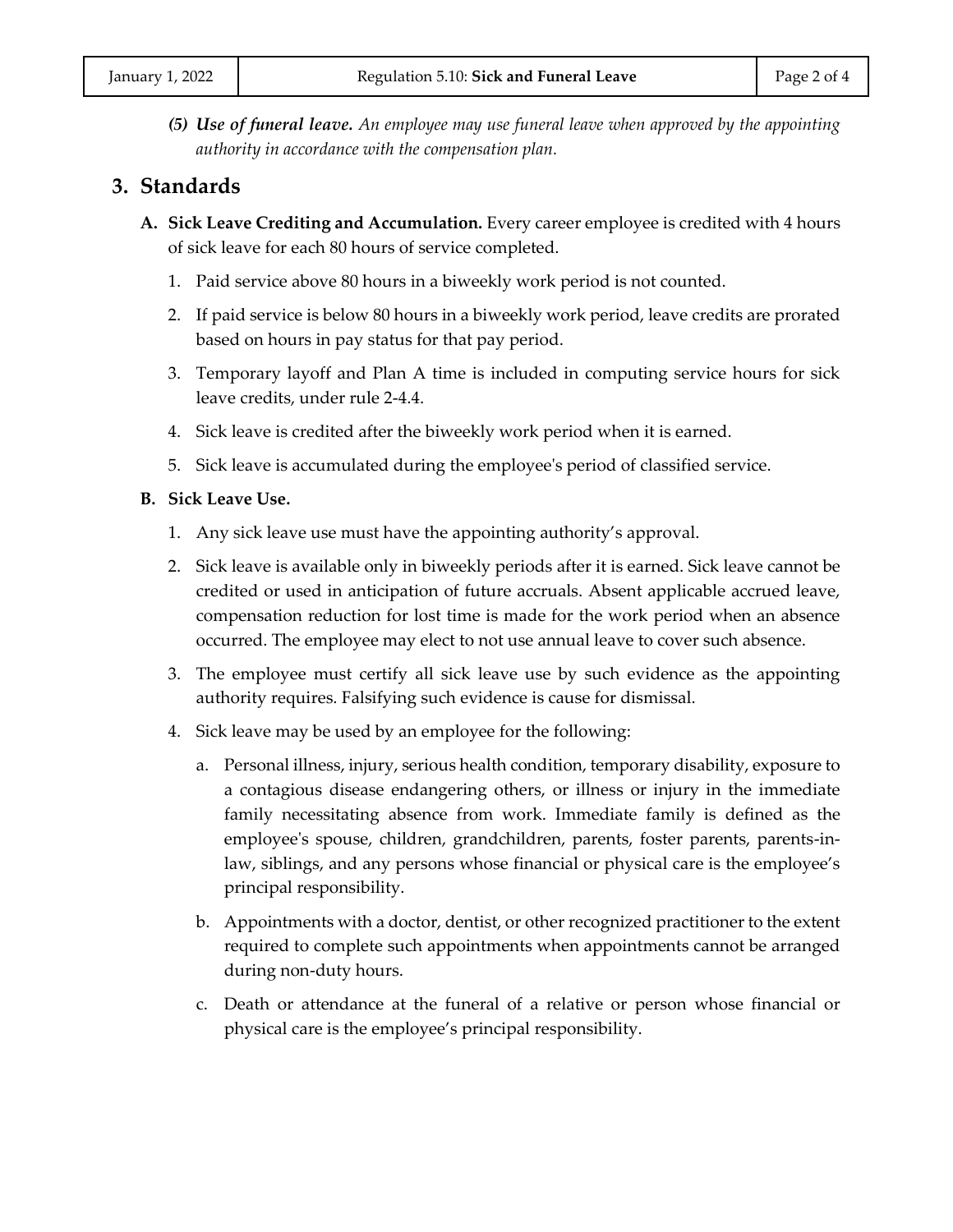*(5)* ***Use of funeral leave.*** *An employee may use funeral leave when approved by the appointing authority in accordance with the compensation plan.*

## 3. Standards

**A. Sick Leave Crediting and Accumulation.** Every career employee is credited with 4 hours of sick leave for each 80 hours of service completed.

1. Paid service above 80 hours in a biweekly work period is not counted.
2. If paid service is below 80 hours in a biweekly work period, leave credits are prorated based on hours in pay status for that pay period.
3. Temporary layoff and Plan A time is included in computing service hours for sick leave credits, under rule 2-4.4.
4. Sick leave is credited after the biweekly work period when it is earned.
5. Sick leave is accumulated during the employee's period of classified service.

**B. Sick Leave Use.**

1. Any sick leave use must have the appointing authority's approval.
2. Sick leave is available only in biweekly periods after it is earned. Sick leave cannot be credited or used in anticipation of future accruals. Absent applicable accrued leave, compensation reduction for lost time is made for the work period when an absence occurred. The employee may elect to not use annual leave to cover such absence.
3. The employee must certify all sick leave use by such evidence as the appointing authority requires. Falsifying such evidence is cause for dismissal.
4. Sick leave may be used by an employee for the following:
   a. Personal illness, injury, serious health condition, temporary disability, exposure to a contagious disease endangering others, or illness or injury in the immediate family necessitating absence from work. Immediate family is defined as the employee's spouse, children, grandchildren, parents, foster parents, parents-in-law, siblings, and any persons whose financial or physical care is the employee's principal responsibility.
   b. Appointments with a doctor, dentist, or other recognized practitioner to the extent required to complete such appointments when appointments cannot be arranged during non-duty hours.
   c. Death or attendance at the funeral of a relative or person whose financial or physical care is the employee's principal responsibility.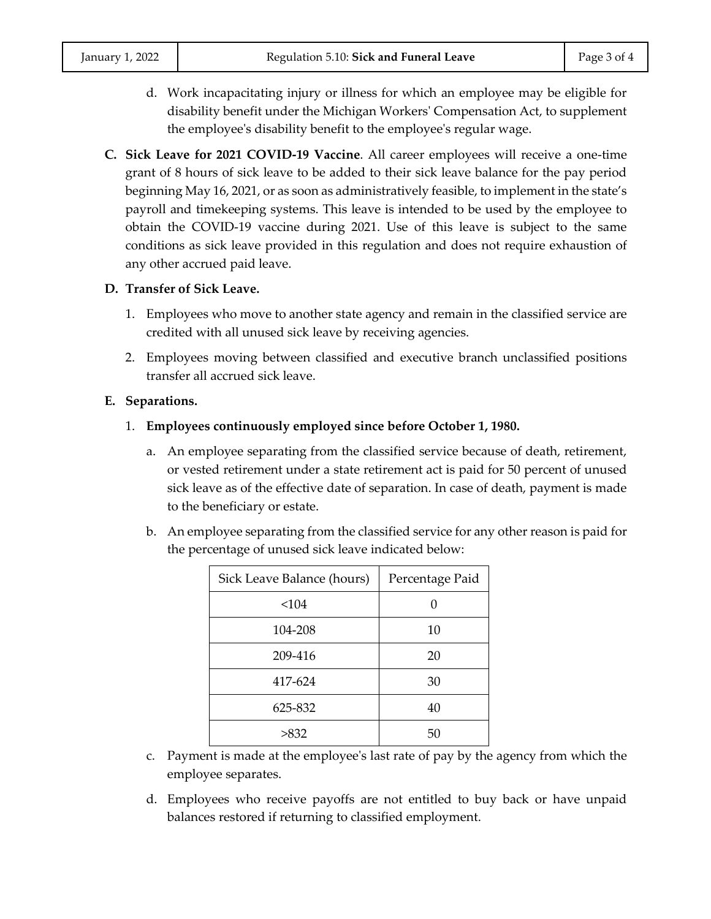d. Work incapacitating injury or illness for which an employee may be eligible for disability benefit under the Michigan Workers' Compensation Act, to supplement the employee's disability benefit to the employee's regular wage.

**C. Sick Leave for 2021 COVID-19 Vaccine**. All career employees will receive a one-time grant of 8 hours of sick leave to be added to their sick leave balance for the pay period beginning May 16, 2021, or as soon as administratively feasible, to implement in the state's payroll and timekeeping systems. This leave is intended to be used by the employee to obtain the COVID-19 vaccine during 2021. Use of this leave is subject to the same conditions as sick leave provided in this regulation and does not require exhaustion of any other accrued paid leave.

**D. Transfer of Sick Leave.**

1. Employees who move to another state agency and remain in the classified service are credited with all unused sick leave by receiving agencies.
2. Employees moving between classified and executive branch unclassified positions transfer all accrued sick leave.

**E. Separations.**

1. **Employees continuously employed since before October 1, 1980.**

   a. An employee separating from the classified service because of death, retirement, or vested retirement under a state retirement act is paid for 50 percent of unused sick leave as of the effective date of separation. In case of death, payment is made to the beneficiary or estate.

   b. An employee separating from the classified service for any other reason is paid for the percentage of unused sick leave indicated below:

   | Sick Leave Balance (hours) | Percentage Paid |
   |---|---|
   | <104 | 0 |
   | 104-208 | 10 |
   | 209-416 | 20 |
   | 417-624 | 30 |
   | 625-832 | 40 |
   | >832 | 50 |

   c. Payment is made at the employee's last rate of pay by the agency from which the employee separates.

   d. Employees who receive payoffs are not entitled to buy back or have unpaid balances restored if returning to classified employment.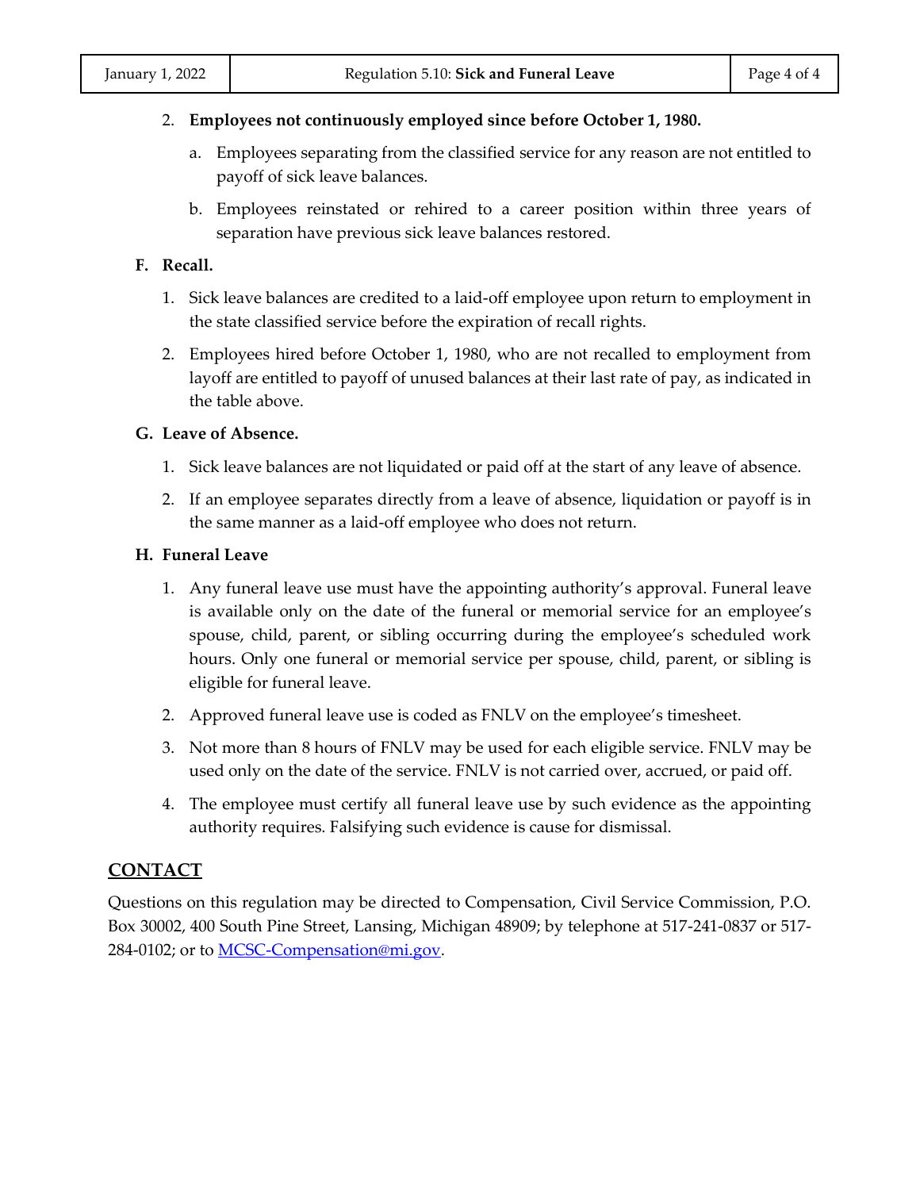2. **Employees not continuously employed since before October 1, 1980.**

   a. Employees separating from the classified service for any reason are not entitled to payoff of sick leave balances.

   b. Employees reinstated or rehired to a career position within three years of separation have previous sick leave balances restored.

**F. Recall.**

1. Sick leave balances are credited to a laid-off employee upon return to employment in the state classified service before the expiration of recall rights.

2. Employees hired before October 1, 1980, who are not recalled to employment from layoff are entitled to payoff of unused balances at their last rate of pay, as indicated in the table above.

**G. Leave of Absence.**

1. Sick leave balances are not liquidated or paid off at the start of any leave of absence.

2. If an employee separates directly from a leave of absence, liquidation or payoff is in the same manner as a laid-off employee who does not return.

**H. Funeral Leave**

1. Any funeral leave use must have the appointing authority's approval. Funeral leave is available only on the date of the funeral or memorial service for an employee's spouse, child, parent, or sibling occurring during the employee's scheduled work hours. Only one funeral or memorial service per spouse, child, parent, or sibling is eligible for funeral leave.

2. Approved funeral leave use is coded as FNLV on the employee's timesheet.

3. Not more than 8 hours of FNLV may be used for each eligible service. FNLV may be used only on the date of the service. FNLV is not carried over, accrued, or paid off.

4. The employee must certify all funeral leave use by such evidence as the appointing authority requires. Falsifying such evidence is cause for dismissal.

## CONTACT

Questions on this regulation may be directed to Compensation, Civil Service Commission, P.O. Box 30002, 400 South Pine Street, Lansing, Michigan 48909; by telephone at 517-241-0837 or 517-284-0102; or to [MCSC-Compensation@mi.gov](mailto:MCSC-Compensation@mi.gov).